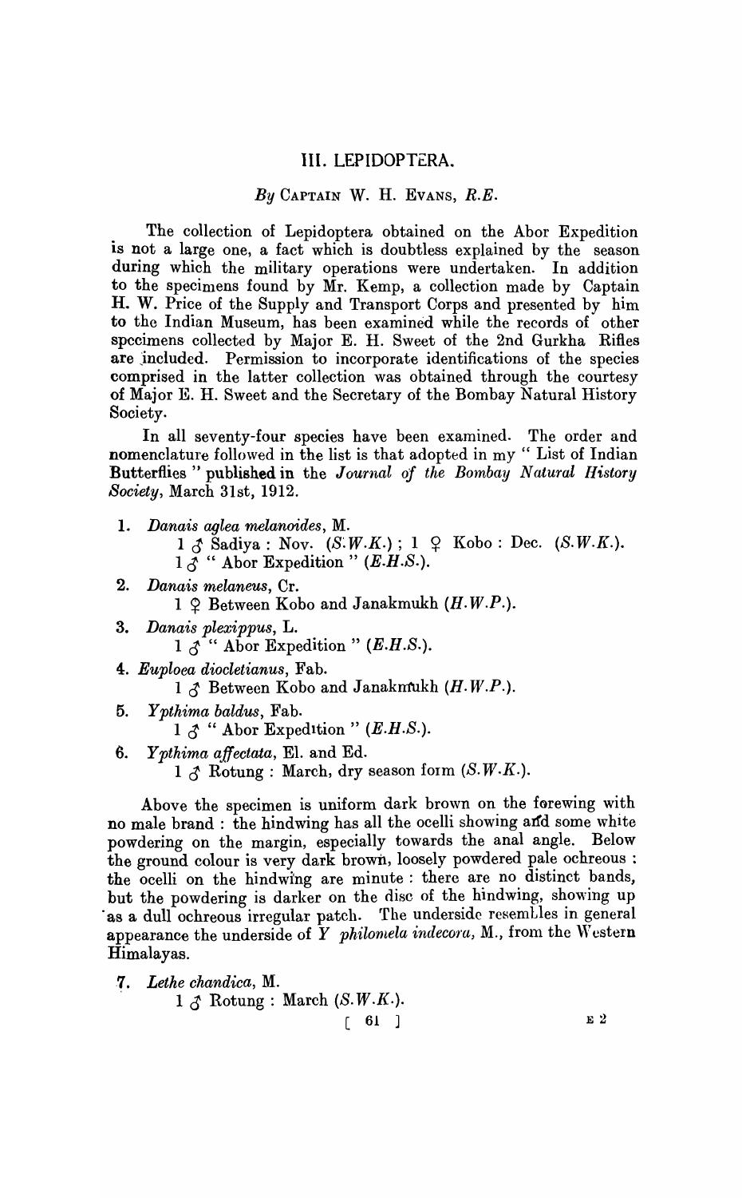## III. LEPIDOPTERA.

### *By* Captain W. H. Evans, *R.E.*

The collection of Lepidoptera obtained on the Abor Expedition is not a large one, a fact which is doubtless explained by the season during which the military operations were undertaken. In addition to the specimens found by Mr. Kemp, a collection made by Captain H. W. Price of the Supply and Transport Corps and presented by him to the Indian Museum, has been examined while the records of other specimens collected by Major E. H. Sweet of the 2nd Gurkha Rifles are included. Permission to incorporate identifications of the species comprised in the latter collection was obtained through the courtesy of Major E. H. Sweet and the Secretary of the Bombay Natural History Society.

In all seventy-four species have been examined. The order and nomenclature followed in the list is that adopted in my " List of Indian Butterflies " published in the *Journal of the Bombay Natural History Society*, March 31st, 1912.

1. *Danais aglea melanoides*, M.
   1 ♂ Sadiya : Nov. (*S.W.K.*) ; 1 ♀ Kobo : Dec. (*S.W.K.*).
   1 ♂ " Abor Expedition " (*E.H.S.*).

2. *Danais melaneus*, Cr.
   1 ♀ Between Kobo and Janakmukh (*H.W.P.*).

3. *Danais plexippus*, L.
   1 ♂ " Abor Expedition " (*E.H.S.*).

4. *Euploea diocletianus*, Fab.
   1 ♂ Between Kobo and Janakmukh (*H.W.P.*).

5. *Ypthima baldus*, Fab.
   1 ♂ " Abor Expedition " (*E.H.S.*).

6. *Ypthima affectata*, El. and Ed.
   1 ♂ Rotung : March, dry season form (*S.W.K.*).

Above the specimen is uniform dark brown on the forewing with no male brand : the hindwing has all the ocelli showing and some white powdering on the margin, especially towards the anal angle. Below the ground colour is very dark brown, loosely powdered pale ochreous : the ocelli on the hindwing are minute : there are no distinct bands, but the powdering is darker on the disc of the hindwing, showing up as a dull ochreous irregular patch. The underside resembles in general appearance the underside of *Y philomela indecora*, M., from the Western Himalayas.

7. *Lethe chandica*, M.
   1 ♂ Rotung : March (*S.W.K.*).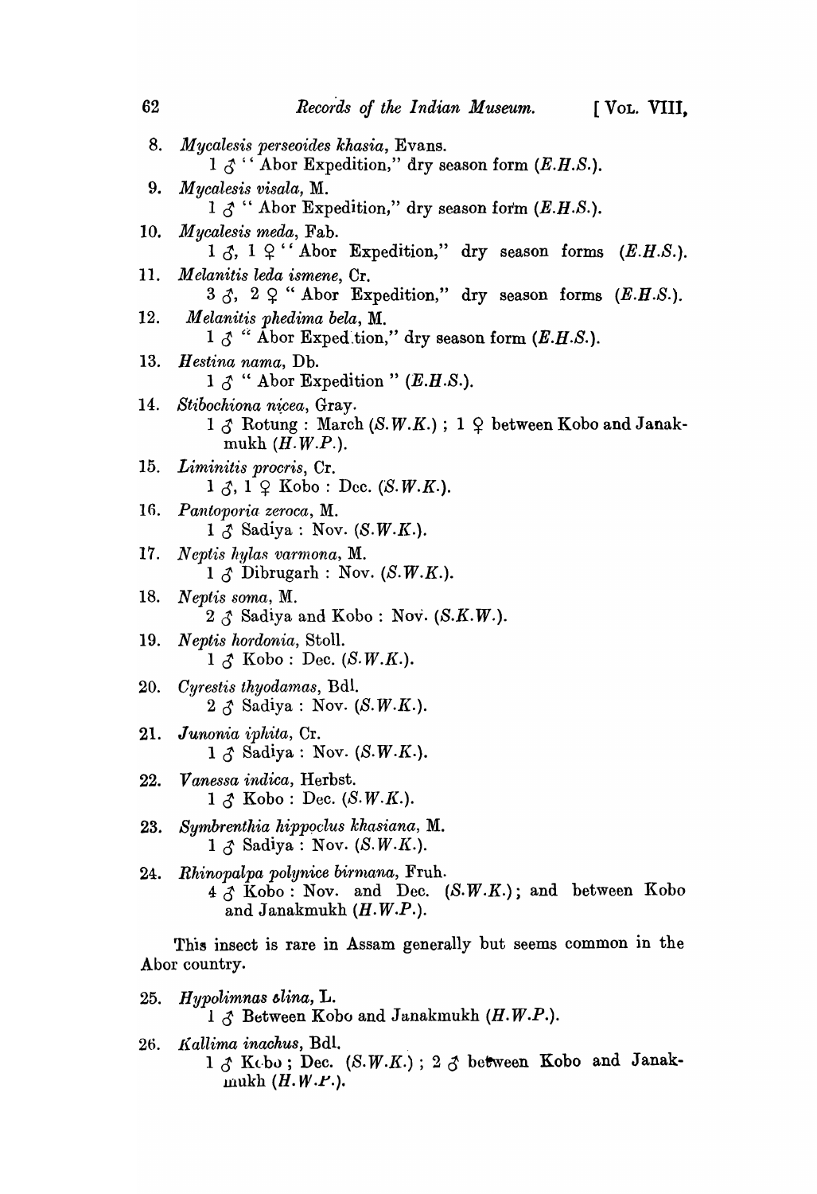8. *Mycalesis perseoides khasia*, Evans.
   1 ♂ "Abor Expedition," dry season form (*E.H.S.*).

9. *Mycalesis visala*, M.
   1 ♂ "Abor Expedition," dry season form (*E.H.S.*).

10. *Mycalesis meda*, Fab.
    1 ♂, 1 ♀ "Abor Expedition," dry season forms (*E.H.S.*).

11. *Melanitis leda ismene*, Cr.
    3 ♂, 2 ♀ "Abor Expedition," dry season forms (*E.H.S.*).

12. *Melanitis phedima bela*, M.
    1 ♂ "Abor Exped.tion," dry season form (*E.H.S.*).

13. *Hestina nama*, Db.
    1 ♂ "Abor Expedition" (*E.H.S.*).

14. *Stibochiona nicea*, Gray.
    1 ♂ Rotung : March (*S.W.K.*) ; 1 ♀ between Kobo and Janakmukh (*H.W.P.*).

15. *Liminitis procris*, Cr.
    1 ♂, 1 ♀ Kobo : Dec. (*S.W.K.*).

16. *Pantoporia zeroca*, M.
    1 ♂ Sadiya : Nov. (*S.W.K.*).

17. *Neptis hylas varmona*, M.
    1 ♂ Dibrugarh : Nov. (*S.W.K.*).

18. *Neptis soma*, M.
    2 ♂ Sadiya and Kobo : Nov. (*S.K.W.*).

19. *Neptis hordonia*, Stoll.
    1 ♂ Kobo : Dec. (*S.W.K.*).

20. *Cyrestis thyodamas*, Bdl.
    2 ♂ Sadiya : Nov. (*S.W.K.*).

21. *Junonia iphita*, Cr.
    1 ♂ Sadiya : Nov. (*S.W.K.*).

22. *Vanessa indica*, Herbst.
    1 ♂ Kobo : Dec. (*S.W.K.*).

23. *Symbrenthia hippoclus khasiana*, M.
    1 ♂ Sadiya : Nov. (*S.W.K.*).

24. *Rhinopalpa polynice birmana*, Fruh.
    4 ♂ Kobo : Nov. and Dec. (*S.W.K.*); and between Kobo and Janakmukh (*H.W.P.*).

This insect is rare in Assam generally but seems common in the Abor country.

25. *Hypolimnas bolina*, L.
    1 ♂ Between Kobo and Janakmukh (*H.W.P.*).

26. *Kallima inachus*, Bdl.
    1 ♂ Kobo ; Dec. (*S.W.K.*) ; 2 ♂ between Kobo and Janakmukh (*H.W.P.*).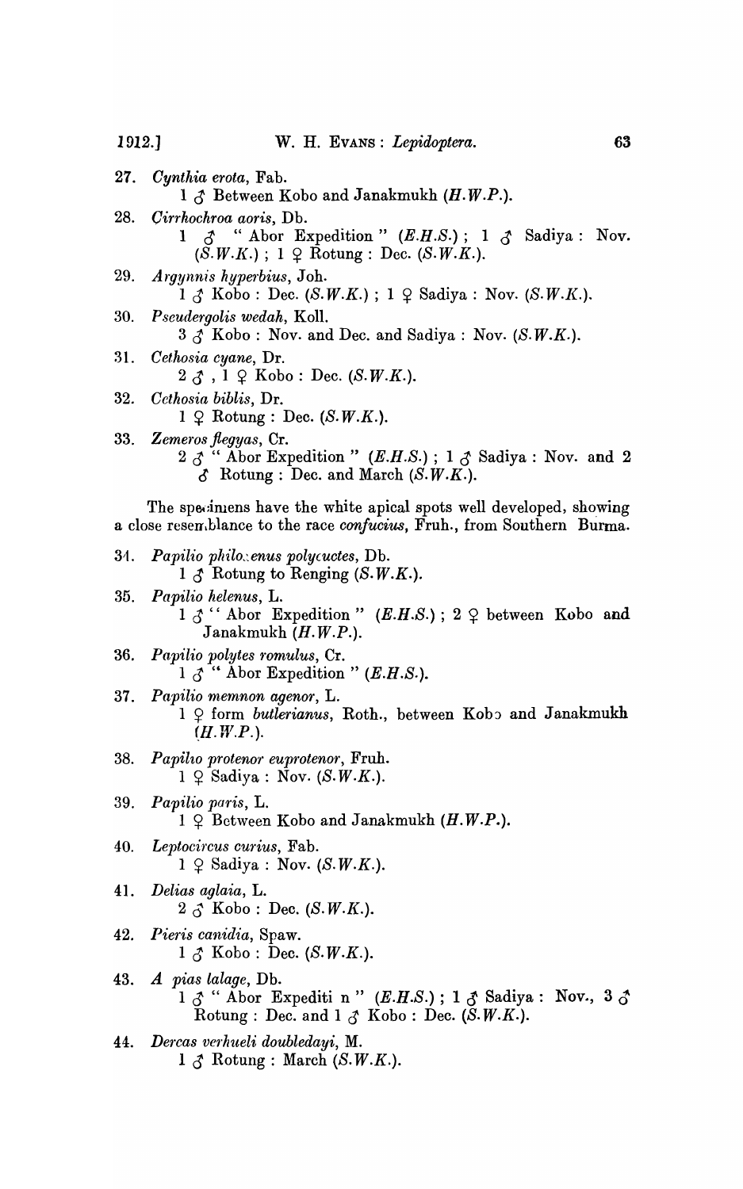27. *Cynthia erota*, Fab.
    1 ♂ Between Kobo and Janakmukh (*H.W.P.*).

28. *Cirrhochroa aoris*, Db.
    1 ♂ "Abor Expedition" (*E.H.S.*); 1 ♂ Sadiya: Nov. (*S.W.K.*); 1 ♀ Rotung: Dec. (*S.W.K.*).

29. *Argynnis hyperbius*, Joh.
    1 ♂ Kobo: Dec. (*S.W.K.*); 1 ♀ Sadiya: Nov. (*S.W.K.*).

30. *Pseudergolis wedah*, Koll.
    3 ♂ Kobo: Nov. and Dec. and Sadiya: Nov. (*S.W.K.*).

31. *Cethosia cyane*, Dr.
    2 ♂, 1 ♀ Kobo: Dec. (*S.W.K.*).

32. *Cethosia biblis*, Dr.
    1 ♀ Rotung: Dec. (*S.W.K.*).

33. *Zemeros flegyas*, Cr.
    2 ♂ "Abor Expedition" (*E.H.S.*); 1 ♂ Sadiya: Nov. and 2 ♂ Rotung: Dec. and March (*S.W.K.*).

The specimens have the white apical spots well developed, showing a close resemblance to the race *confucius*, Fruh., from Southern Burma.

34. *Papilio philoxenus polyctuctes*, Db.
    1 ♂ Rotung to Renging (*S.W.K.*).

35. *Papilio helenus*, L.
    1 ♂ "Abor Expedition" (*E.H.S.*); 2 ♀ between Kobo and Janakmukh (*H.W.P.*).

36. *Papilio polytes romulus*, Cr.
    1 ♂ "Abor Expedition" (*E.H.S.*).

37. *Papilio memnon agenor*, L.
    1 ♀ form *butlerianus*, Roth., between Kobo and Janakmukh (*H.W.P.*).

38. *Papilio protenor euprotenor*, Fruh.
    1 ♀ Sadiya: Nov. (*S.W.K.*).

39. *Papilio paris*, L.
    1 ♀ Between Kobo and Janakmukh (*H.W.P.*).

40. *Leptocircus curius*, Fab.
    1 ♀ Sadiya: Nov. (*S.W.K.*).

41. *Delias aglaia*, L.
    2 ♂ Kobo: Dec. (*S.W.K.*).

42. *Pieris canidia*, Spaw.
    1 ♂ Kobo: Dec. (*S.W.K.*).

43. *A pias lalage*, Db.
    1 ♂ "Abor Expediti n" (*E.H.S.*); 1 ♂ Sadiya: Nov., 3 ♂ Rotung: Dec. and 1 ♂ Kobo: Dec. (*S.W.K.*).

44. *Dercas verhueli doubledayi*, M.
    1 ♂ Rotung: March (*S.W.K.*).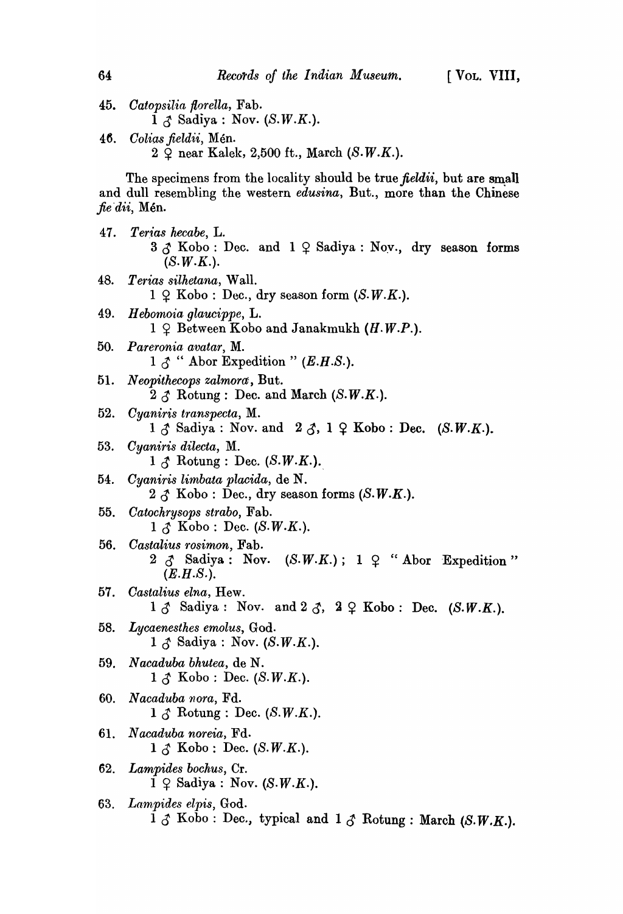45. *Catopsilia florella*, Fab.
    1 ♂ Sadiya : Nov. (*S.W.K.*).

46. *Colias fieldii*, Mén.
    2 ♀ near Kalek, 2,500 ft., March (*S.W.K.*).

The specimens from the locality should be true *fieldii*, but are small and dull resembling the western *edusina*, But., more than the Chinese *fie dii*, Mén.

47. *Terias hecabe*, L.
    3 ♂ Kobo : Dec. and 1 ♀ Sadiya : Nov., dry season forms (*S.W.K.*).

48. *Terias silhetana*, Wall.
    1 ♀ Kobo : Dec., dry season form (*S.W.K.*).

49. *Hebomoia glaucippe*, L.
    1 ♀ Between Kobo and Janakmukh (*H.W.P.*).

50. *Pareronia avatar*, M.
    1 ♂ " Abor Expedition " (*E.H.S.*).

51. *Neopithecops zalmora*, But.
    2 ♂ Rotung : Dec. and March (*S.W.K.*).

52. *Cyaniris transpecta*, M.
    1 ♂ Sadiya : Nov. and 2 ♂, 1 ♀ Kobo : Dec. (*S.W.K.*).

53. *Cyaniris dilecta*, M.
    1 ♂ Rotung : Dec. (*S.W.K.*).

54. *Cyaniris limbata placida*, de N.
    2 ♂ Kobo : Dec., dry season forms (*S.W.K.*).

55. *Catochrysops strabo*, Fab.
    1 ♂ Kobo : Dec. (*S.W.K.*).

56. *Castalius rosimon*, Fab.
    2 ♂ Sadiya : Nov. (*S.W.K.*) ; 1 ♀ " Abor Expedition " (*E.H.S.*).

57. *Castalius elna*, Hew.
    1 ♂ Sadiya : Nov. and 2 ♂, 2 ♀ Kobo : Dec. (*S.W.K.*).

58. *Lycaenesthes emolus*, God.
    1 ♂ Sadiya : Nov. (*S.W.K.*).

59. *Nacaduba bhutea*, de N.
    1 ♂ Kobo : Dec. (*S.W.K.*).

60. *Nacaduba nora*, Fd.
    1 ♂ Rotung : Dec. (*S.W.K.*).

61. *Nacaduba noreia*, Fd.
    1 ♂ Kobo : Dec. (*S.W.K.*).

62. *Lampides bochus*, Cr.
    1 ♀ Sadiya : Nov. (*S.W.K.*).

63. *Lampides elpis*, God.
    1 ♂ Kobo : Dec., typical and 1 ♂ Rotung : March (*S.W.K.*).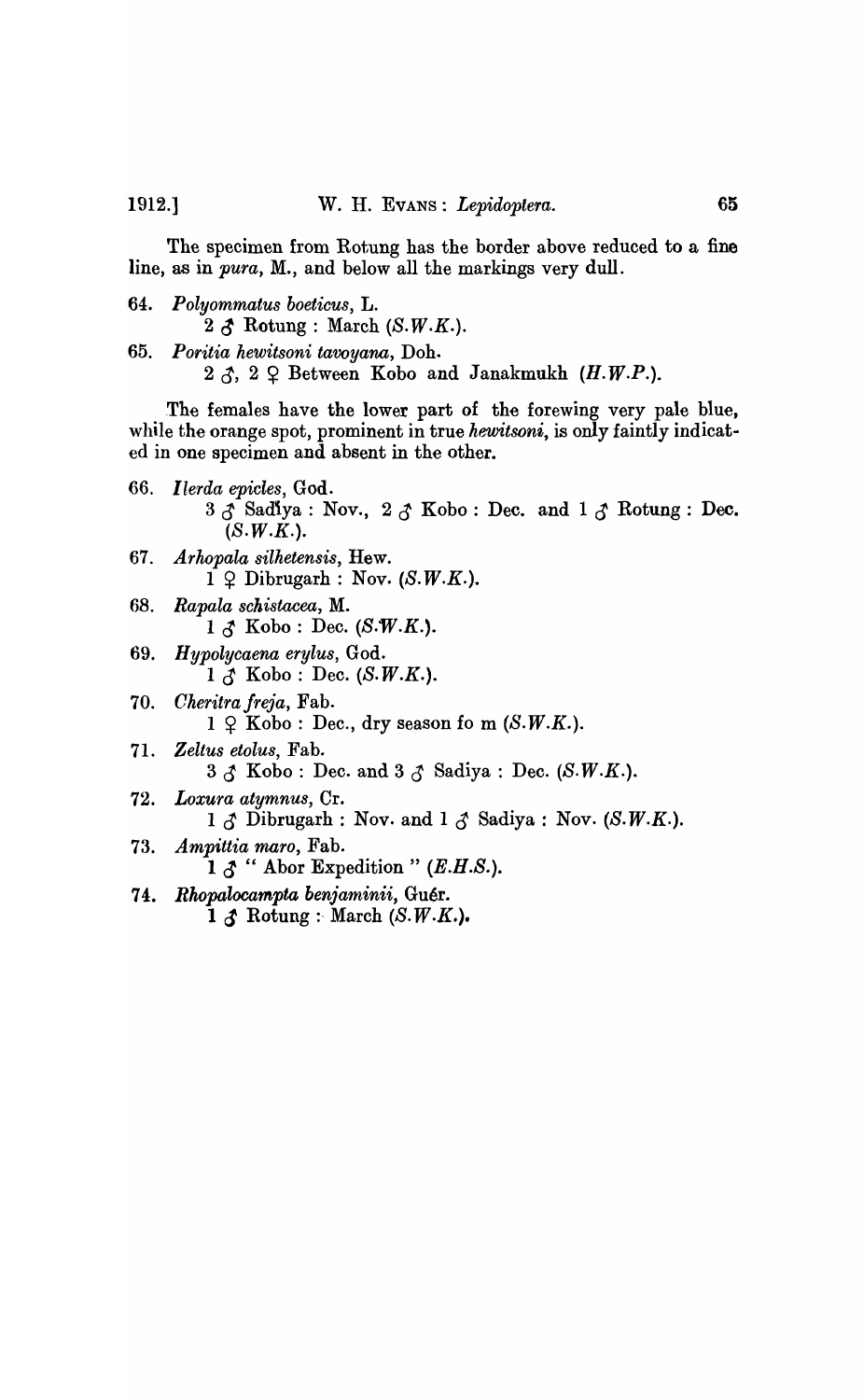The specimen from Rotung has the border above reduced to a fine line, as in *pura*, M., and below all the markings very dull.

64. *Polyommatus boeticus*, L.
    2 ♂ Rotung : March (*S.W.K.*).

65. *Poritia hewitsoni tavoyana*, Doh.
    2 ♂, 2 ♀ Between Kobo and Janakmukh (*H.W.P.*).

The females have the lower part of the forewing very pale blue, while the orange spot, prominent in true *hewitsoni*, is only faintly indicated in one specimen and absent in the other.

66. *Ilerda epicles*, God.
    3 ♂ Sadiya : Nov., 2 ♂ Kobo : Dec. and 1 ♂ Rotung : Dec. (*S.W.K.*).

67. *Arhopala silhetensis*, Hew.
    1 ♀ Dibrugarh : Nov. (*S.W.K.*).

68. *Rapala schistacea*, M.
    1 ♂ Kobo : Dec. (*S.W.K.*).

69. *Hypolycaena erylus*, God.
    1 ♂ Kobo : Dec. (*S.W.K.*).

70. *Cheritra freja*, Fab.
    1 ♀ Kobo : Dec., dry season fo m (*S.W.K.*).

71. *Zeltus etolus*, Fab.
    3 ♂ Kobo : Dec. and 3 ♂ Sadiya : Dec. (*S.W.K.*).

72. *Loxura atymnus*, Cr.
    1 ♂ Dibrugarh : Nov. and 1 ♂ Sadiya : Nov. (*S.W.K.*).

73. *Ampittia maro*, Fab.
    1 ♂ " Abor Expedition " (*E.H.S.*).

74. *Rhopalocampta benjaminii*, Guér.
    1 ♂ Rotung : March (*S.W.K.*).